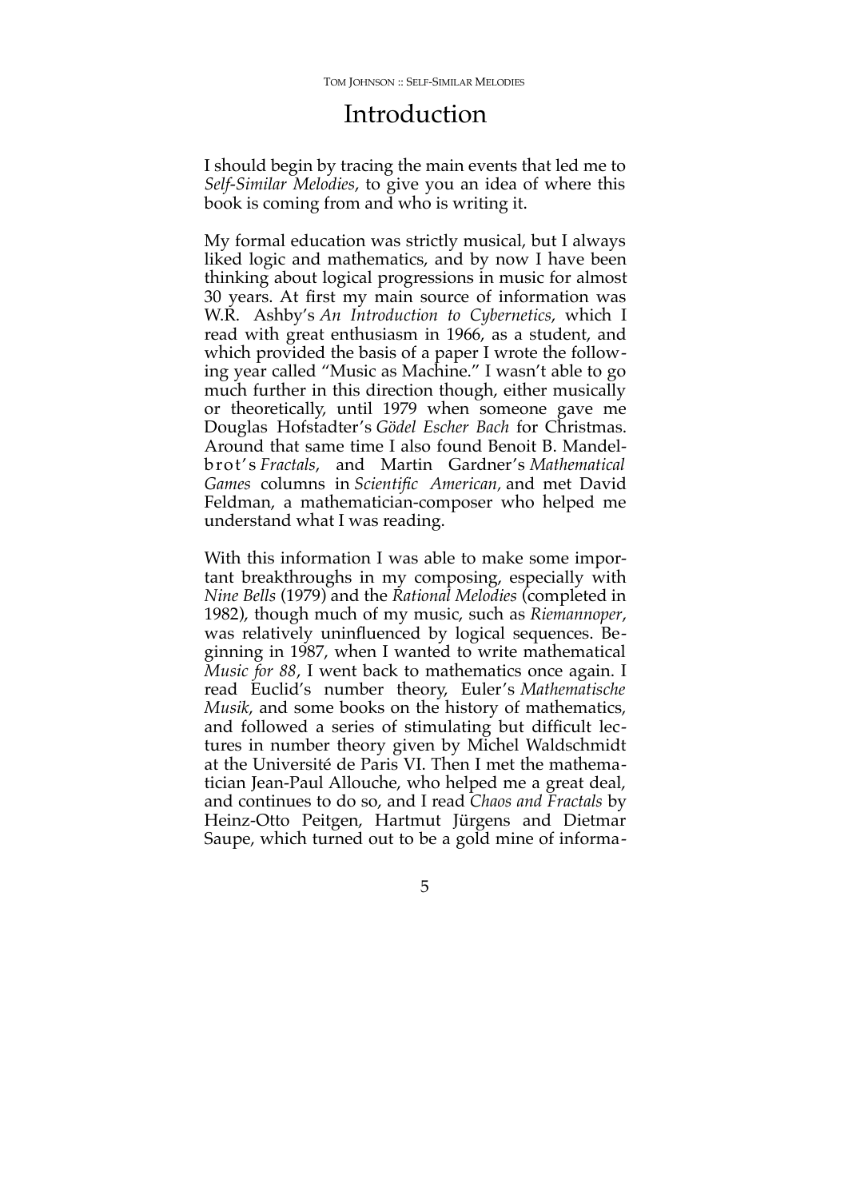# Introduction

I should begin by tracing the main events that led me to *Self-Similar Melodies*, to give you an idea of where this book is coming from and who is writing it.

My formal education was strictly musical, but I always liked logic and mathematics, and by now I have been thinking about logical progressions in music for almost 30 years. At first my main source of information was W.R. Ashby's *An Introduction to Cybernetics*, which I read with great enthusiasm in 1966, as a student, and which provided the basis of a paper I wrote the following year called "Music as Machine." I wasn't able to go much further in this direction though, either musically or theoretically, until 1979 when someone gave me Douglas Hofstadter's *Gödel Escher Bach* for Christmas. Around that same time I also found Benoit B. Mandelbrot's *Fractals*, and Martin Gardner's *Mathematical Games* columns in *Scientific American,* and met David Feldman, a mathematician-composer who helped me understand what I was reading.

With this information I was able to make some important breakthroughs in my composing, especially with *Nine Bells* (1979) and the *Rational Melodies* (completed in 1982), though much of my music, such as *Riemannoper*, was relatively uninfluenced by logical sequences. Beginning in 1987, when I wanted to write mathematical *Music for 88*, I went back to mathematics once again. I read Euclid's number theory, Euler's *Mathematische Musik*, and some books on the history of mathematics, and followed a series of stimulating but difficult lectures in number theory given by Michel Waldschmidt at the Université de Paris VI. Then I met the mathematician Jean-Paul Allouche, who helped me a great deal, and continues to do so, and I read *Chaos and Fractals* by Heinz-Otto Peitgen, Hartmut Jürgens and Dietmar Saupe, which turned out to be a gold mine of informa-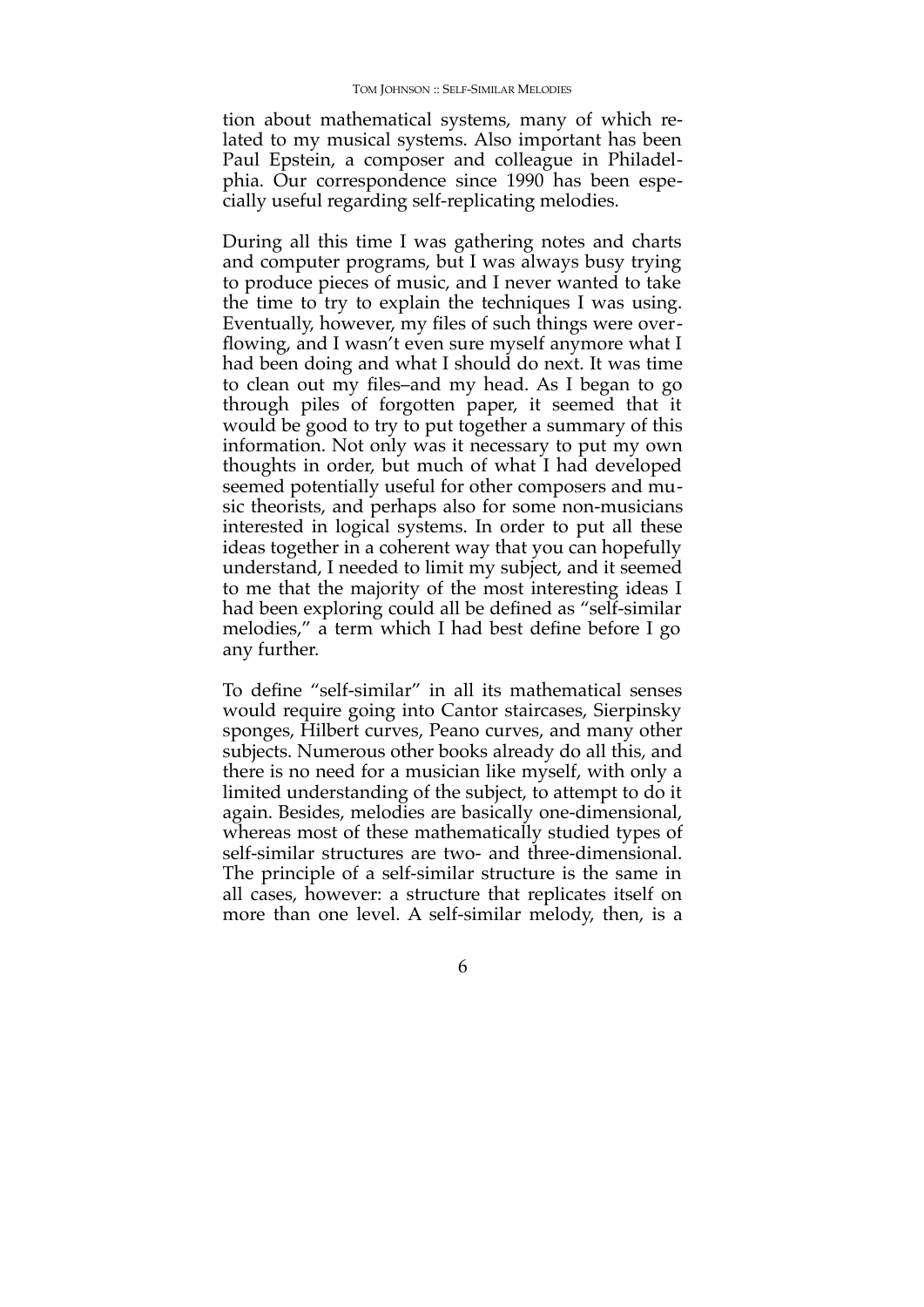tion about mathematical systems, many of which related to my musical systems. Also important has been Paul Epstein, a composer and colleague in Philadelphia. Our correspondence since 1990 has been especially useful regarding self-replicating melodies.

During all this time I was gathering notes and charts and computer programs, but I was always busy trying to produce pieces of music, and I never wanted to take the time to try to explain the techniques I was using. Eventually, however, my files of such things were overflowing, and I wasn't even sure myself anymore what I had been doing and what I should do next. It was time to clean out my files–and my head. As I began to go through piles of forgotten paper, it seemed that it would be good to try to put together a summary of this information. Not only was it necessary to put my own thoughts in order, but much of what I had developed seemed potentially useful for other composers and music theorists, and perhaps also for some non-musicians interested in logical systems. In order to put all these ideas together in a coherent way that you can hopefully understand, I needed to limit my subject, and it seemed to me that the majority of the most interesting ideas I had been exploring could all be defined as "self-similar melodies," a term which I had best define before I go any further.

To define "self-similar" in all its mathematical senses would require going into Cantor staircases, Sierpinsky sponges, Hilbert curves, Peano curves, and many other subjects. Numerous other books already do all this, and there is no need for a musician like myself, with only a limited understanding of the subject, to attempt to do it again. Besides, melodies are basically one-dimensional, whereas most of these mathematically studied types of self-similar structures are two- and three-dimensional. The principle of a self-similar structure is the same in all cases, however: a structure that replicates itself on more than one level. A self-similar melody, then, is a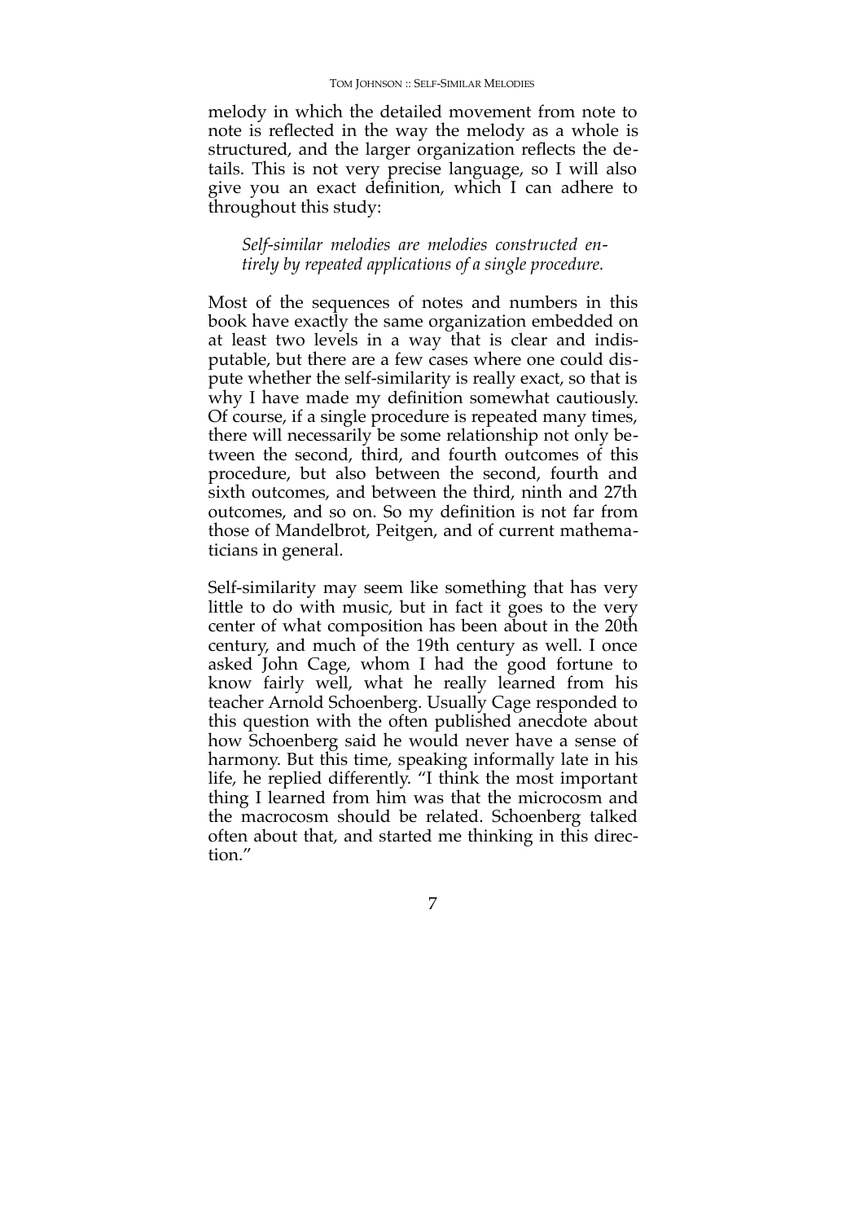melody in which the detailed movement from note to note is reflected in the way the melody as a whole is structured, and the larger organization reflects the details. This is not very precise language, so I will also give you an exact definition, which I can adhere to throughout this study:

> *Self-similar melodies are melodies constructed entirely by repeated applications of a single procedure.*

Most of the sequences of notes and numbers in this book have exactly the same organization embedded on at least two levels in a way that is clear and indisputable, but there are a few cases where one could dispute whether the self-similarity is really exact, so that is why I have made my definition somewhat cautiously. Of course, if a single procedure is repeated many times, there will necessarily be some relationship not only between the second, third, and fourth outcomes of this procedure, but also between the second, fourth and sixth outcomes, and between the third, ninth and 27th outcomes, and so on. So my definition is not far from those of Mandelbrot, Peitgen, and of current mathematicians in general.

Self-similarity may seem like something that has very little to do with music, but in fact it goes to the very center of what composition has been about in the 20th century, and much of the 19th century as well. I once asked John Cage, whom I had the good fortune to know fairly well, what he really learned from his teacher Arnold Schoenberg. Usually Cage responded to this question with the often published anecdote about how Schoenberg said he would never have a sense of harmony. But this time, speaking informally late in his life, he replied differently. "I think the most important thing I learned from him was that the microcosm and the macrocosm should be related. Schoenberg talked often about that, and started me thinking in this direction."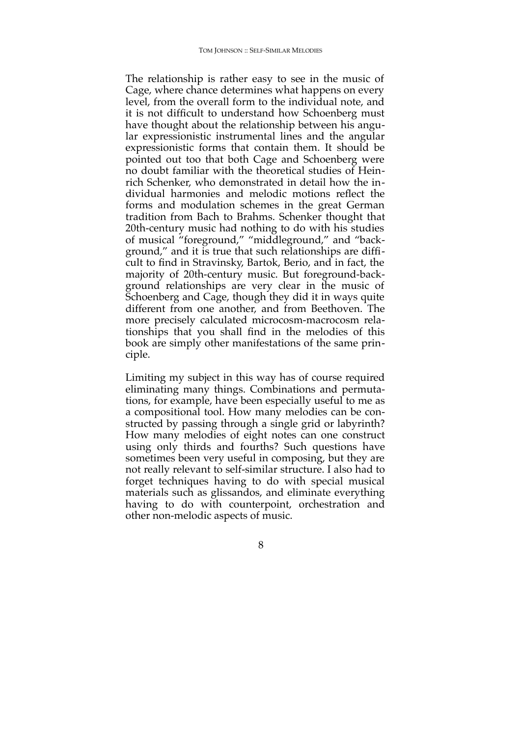The relationship is rather easy to see in the music of Cage, where chance determines what happens on every level, from the overall form to the individual note, and it is not difficult to understand how Schoenberg must have thought about the relationship between his angular expressionistic instrumental lines and the angular expressionistic forms that contain them. It should be pointed out too that both Cage and Schoenberg were no doubt familiar with the theoretical studies of Heinrich Schenker, who demonstrated in detail how the individual harmonies and melodic motions reflect the forms and modulation schemes in the great German tradition from Bach to Brahms. Schenker thought that 20th-century music had nothing to do with his studies of musical "foreground," "middleground," and "background," and it is true that such relationships are difficult to find in Stravinsky, Bartok, Berio, and in fact, the majority of 20th-century music. But foreground-background relationships are very clear in the music of Schoenberg and Cage, though they did it in ways quite different from one another, and from Beethoven. The more precisely calculated microcosm-macrocosm relationships that you shall find in the melodies of this book are simply other manifestations of the same principle.

Limiting my subject in this way has of course required eliminating many things. Combinations and permutations, for example, have been especially useful to me as a compositional tool. How many melodies can be constructed by passing through a single grid or labyrinth? How many melodies of eight notes can one construct using only thirds and fourths? Such questions have sometimes been very useful in composing, but they are not really relevant to self-similar structure. I also had to forget techniques having to do with special musical materials such as glissandos, and eliminate everything having to do with counterpoint, orchestration and other non-melodic aspects of music.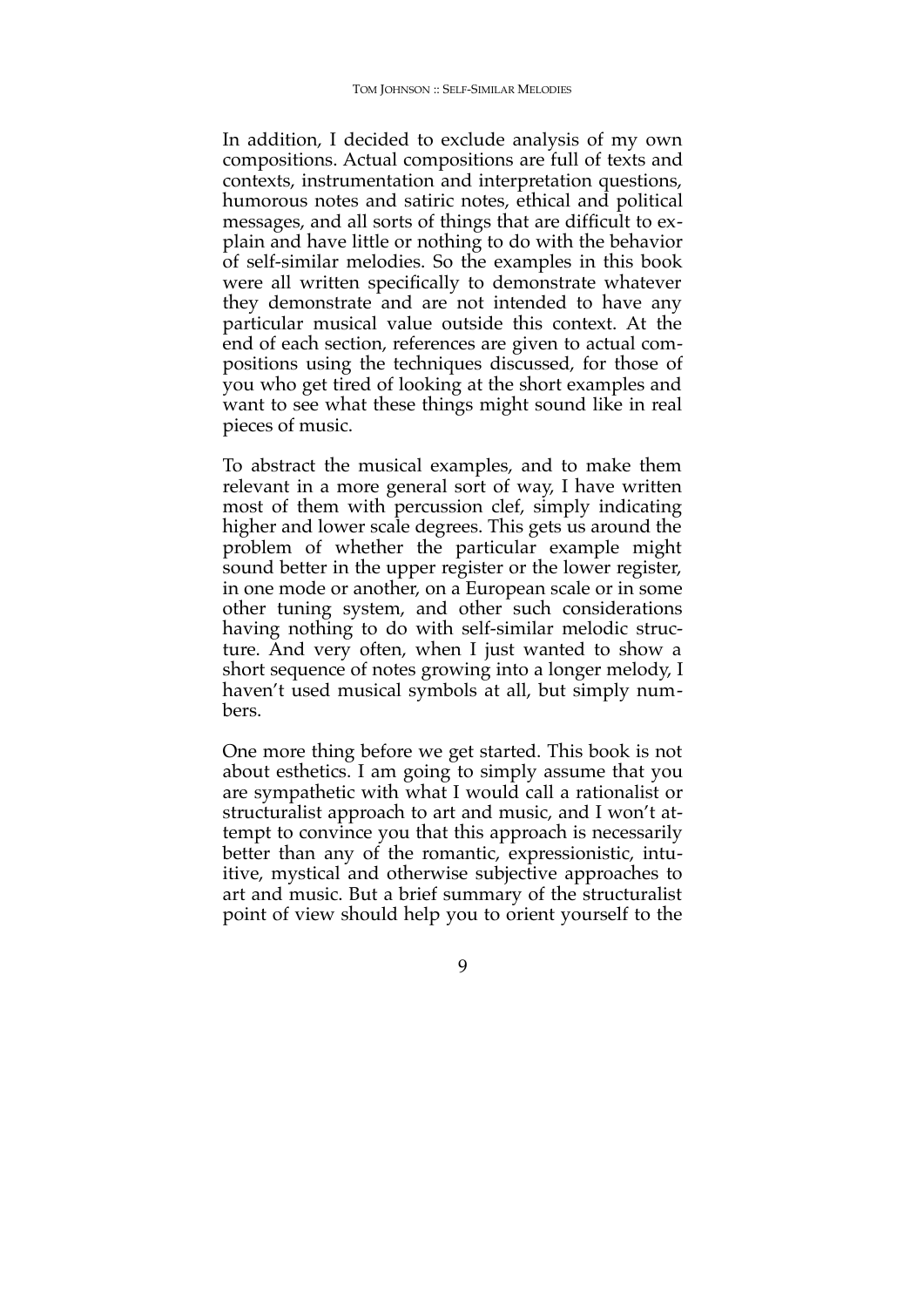In addition, I decided to exclude analysis of my own compositions. Actual compositions are full of texts and contexts, instrumentation and interpretation questions, humorous notes and satiric notes, ethical and political messages, and all sorts of things that are difficult to explain and have little or nothing to do with the behavior of self-similar melodies. So the examples in this book were all written specifically to demonstrate whatever they demonstrate and are not intended to have any particular musical value outside this context. At the end of each section, references are given to actual compositions using the techniques discussed, for those of you who get tired of looking at the short examples and want to see what these things might sound like in real pieces of music.

To abstract the musical examples, and to make them relevant in a more general sort of way, I have written most of them with percussion clef, simply indicating higher and lower scale degrees. This gets us around the problem of whether the particular example might sound better in the upper register or the lower register, in one mode or another, on a European scale or in some other tuning system, and other such considerations having nothing to do with self-similar melodic structure. And very often, when I just wanted to show a short sequence of notes growing into a longer melody, I haven't used musical symbols at all, but simply numbers.

One more thing before we get started. This book is not about esthetics. I am going to simply assume that you are sympathetic with what I would call a rationalist or structuralist approach to art and music, and I won't attempt to convince you that this approach is necessarily better than any of the romantic, expressionistic, intuitive, mystical and otherwise subjective approaches to art and music. But a brief summary of the structuralist point of view should help you to orient yourself to the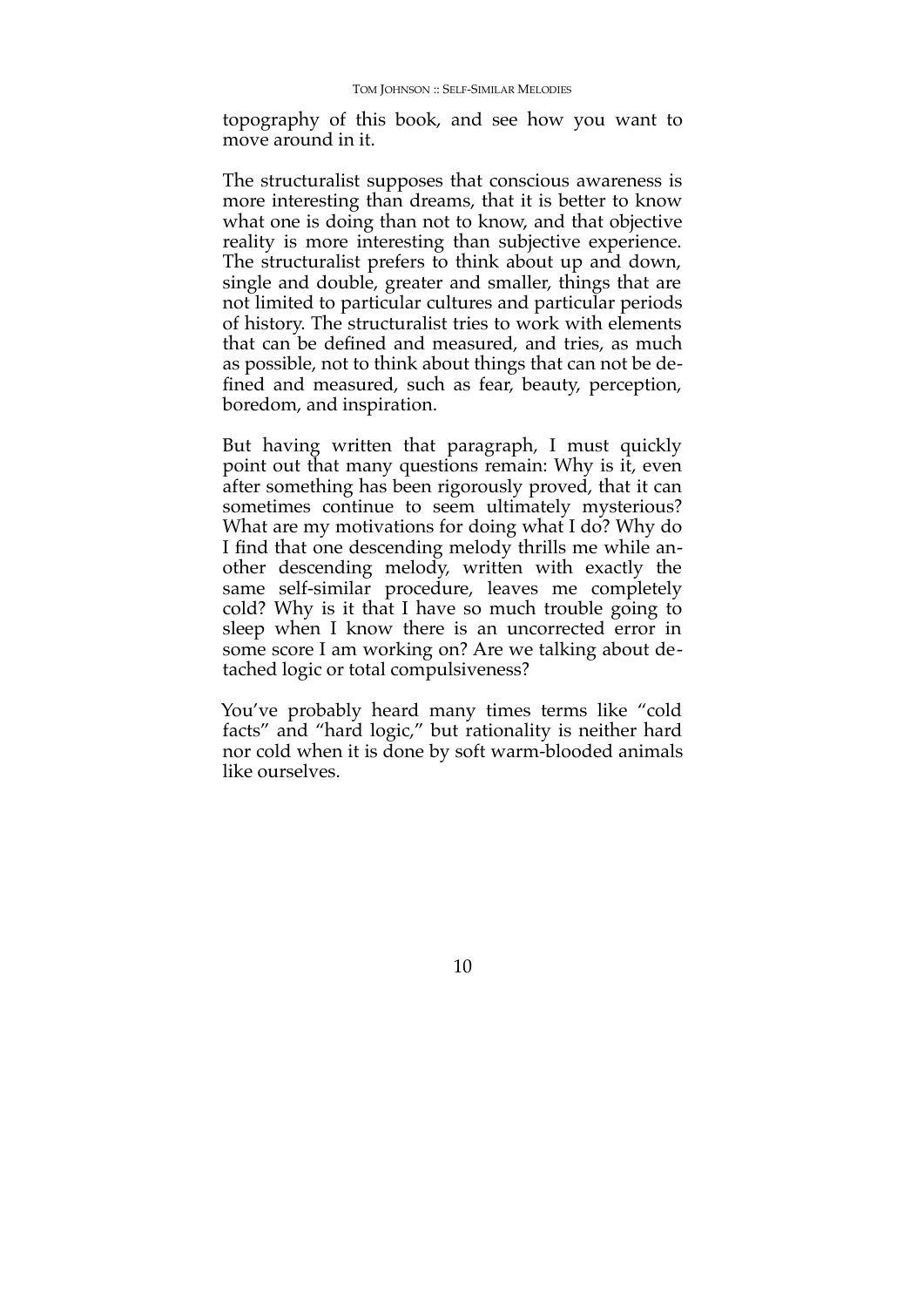topography of this book, and see how you want to move around in it.

The structuralist supposes that conscious awareness is more interesting than dreams, that it is better to know what one is doing than not to know, and that objective reality is more interesting than subjective experience. The structuralist prefers to think about up and down, single and double, greater and smaller, things that are not limited to particular cultures and particular periods of history. The structuralist tries to work with elements that can be defined and measured, and tries, as much as possible, not to think about things that can not be defined and measured, such as fear, beauty, perception, boredom, and inspiration.

But having written that paragraph, I must quickly point out that many questions remain: Why is it, even after something has been rigorously proved, that it can sometimes continue to seem ultimately mysterious? What are my motivations for doing what I do? Why do I find that one descending melody thrills me while another descending melody, written with exactly the same self-similar procedure, leaves me completely cold? Why is it that I have so much trouble going to sleep when I know there is an uncorrected error in some score I am working on? Are we talking about detached logic or total compulsiveness?

You've probably heard many times terms like "cold facts" and "hard logic," but rationality is neither hard nor cold when it is done by soft warm-blooded animals like ourselves.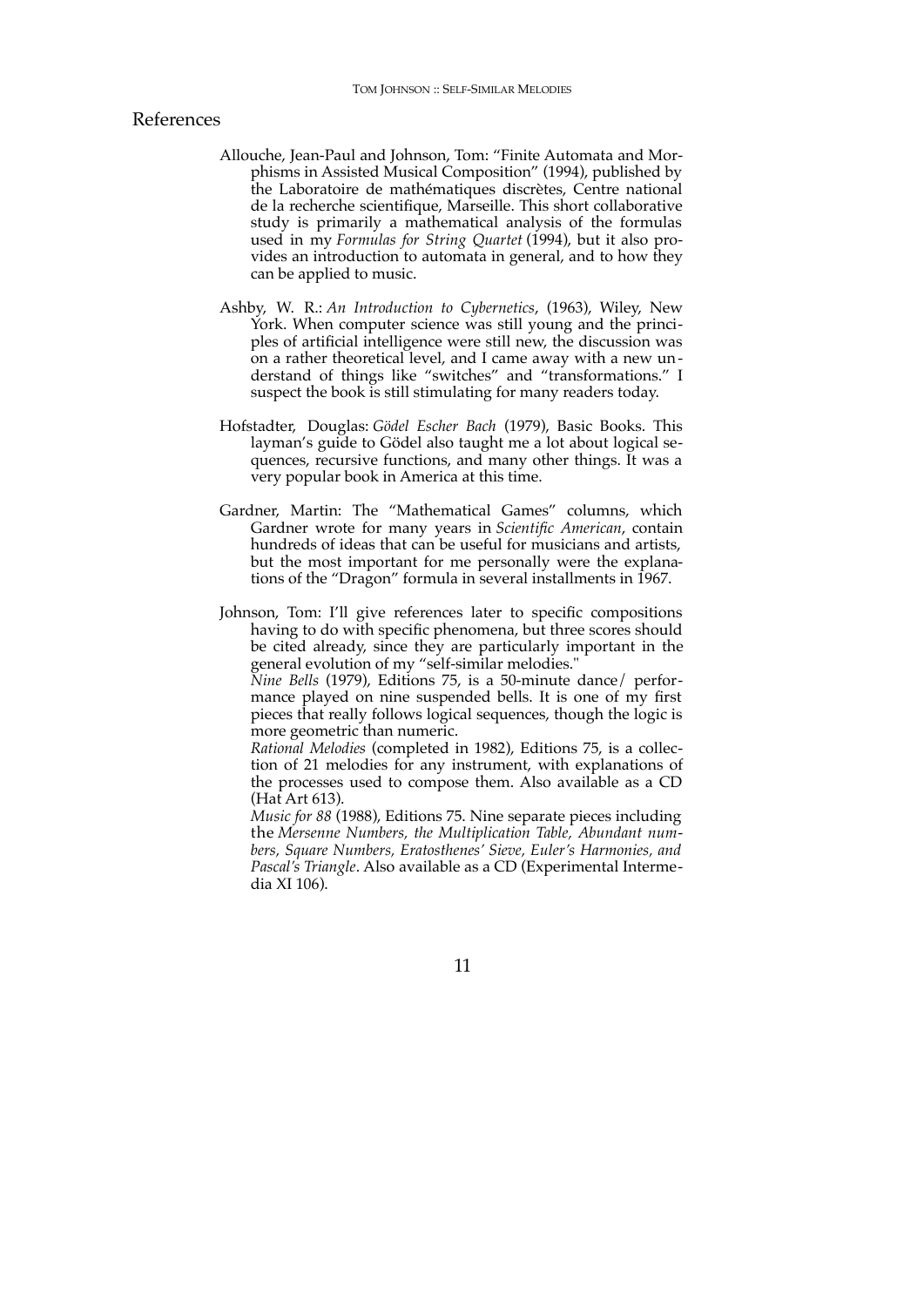## References

Allouche, Jean-Paul and Johnson, Tom: "Finite Automata and Morphisms in Assisted Musical Composition" (1994), published by the Laboratoire de mathématiques discrètes, Centre national de la recherche scientifique, Marseille. This short collaborative study is primarily a mathematical analysis of the formulas used in my *Formulas for String Quartet* (1994), but it also provides an introduction to automata in general, and to how they can be applied to music.

Ashby, W. R.: *An Introduction to Cybernetics*, (1963), Wiley, New York. When computer science was still young and the principles of artificial intelligence were still new, the discussion was on a rather theoretical level, and I came away with a new understand of things like "switches" and "transformations." I suspect the book is still stimulating for many readers today.

Hofstadter, Douglas: *Gödel Escher Bach* (1979), Basic Books. This layman's guide to Gödel also taught me a lot about logical sequences, recursive functions, and many other things. It was a very popular book in America at this time.

Gardner, Martin: The "Mathematical Games" columns, which Gardner wrote for many years in *Scientific American*, contain hundreds of ideas that can be useful for musicians and artists, but the most important for me personally were the explanations of the "Dragon" formula in several installments in 1967.

Johnson, Tom: I'll give references later to specific compositions having to do with specific phenomena, but three scores should be cited already, since they are particularly important in the general evolution of my "self-similar melodies."
*Nine Bells* (1979), Editions 75, is a 50-minute dance/ performance played on nine suspended bells. It is one of my first pieces that really follows logical sequences, though the logic is more geometric than numeric.
*Rational Melodies* (completed in 1982), Editions 75, is a collection of 21 melodies for any instrument, with explanations of the processes used to compose them. Also available as a CD (Hat Art 613).
*Music for 88* (1988), Editions 75. Nine separate pieces including the *Mersenne Numbers, the Multiplication Table, Abundant numbers, Square Numbers, Eratosthenes' Sieve, Euler's Harmonies, and Pascal's Triangle*. Also available as a CD (Experimental Intermedia XI 106).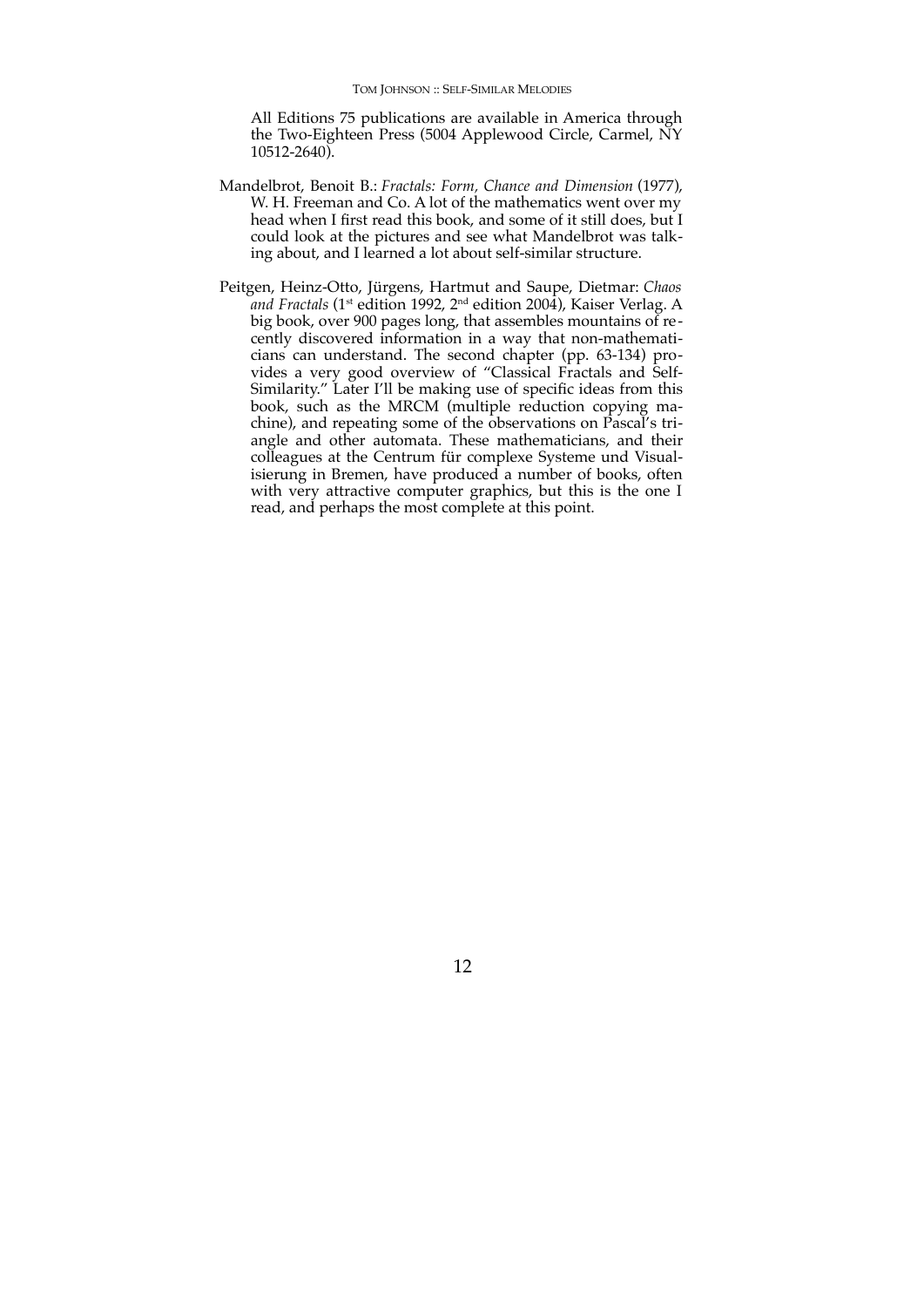All Editions 75 publications are available in America through the Two-Eighteen Press (5004 Applewood Circle, Carmel, NY 10512-2640).

Mandelbrot, Benoit B.: *Fractals: Form, Chance and Dimension* (1977), W. H. Freeman and Co. A lot of the mathematics went over my head when I first read this book, and some of it still does, but I could look at the pictures and see what Mandelbrot was talking about, and I learned a lot about self-similar structure.

Peitgen, Heinz-Otto, Jürgens, Hartmut and Saupe, Dietmar: *Chaos and Fractals* (1st edition 1992, 2nd edition 2004), Kaiser Verlag. A big book, over 900 pages long, that assembles mountains of recently discovered information in a way that non-mathematicians can understand. The second chapter (pp. 63-134) provides a very good overview of "Classical Fractals and Self-Similarity." Later I'll be making use of specific ideas from this book, such as the MRCM (multiple reduction copying machine), and repeating some of the observations on Pascal's triangle and other automata. These mathematicians, and their colleagues at the Centrum für complexe Systeme und Visualisierung in Bremen, have produced a number of books, often with very attractive computer graphics, but this is the one I read, and perhaps the most complete at this point.